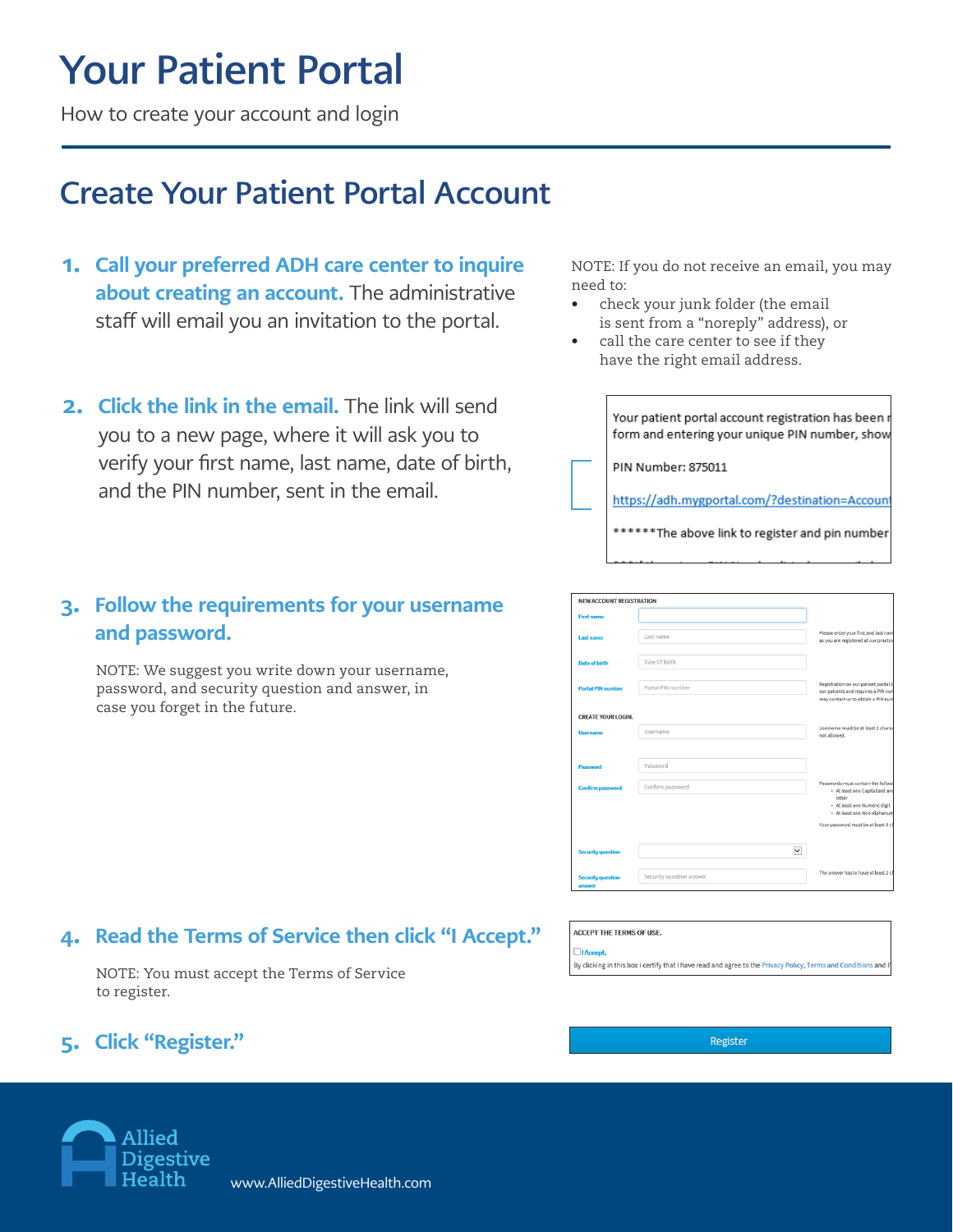# Your Patient Portal

How to create your account and login

## Create Your Patient Portal Account

1. **Call your preferred ADH care center to inquire about creating an account.** The administrative staff will email you an invitation to the portal.

NOTE: If you do not receive an email, you may need to:

- check your junk folder (the email is sent from a "noreply" address), or
- call the care center to see if they have the right email address.

2. **Click the link in the email.** The link will send you to a new page, where it will ask you to verify your first name, last name, date of birth, and the PIN number, sent in the email.

Your patient portal account registration has been r
form and entering your unique PIN number, show

PIN Number: 875011

https://adh.mygportal.com/?destination=Account

******The above link to register and pin number

3. **Follow the requirements for your username and password.**

NOTE: We suggest you write down your username, password, and security question and answer, in case you forget in the future.

NEW ACCOUNT REGISTRATION

| | | |
|---|---|---|
| First name | | |
| Last name | Last name | Please enter your first and last nam as you are registered at our practic |
| Date of birth | Date Of Birth | |
| Portal PIN number | Portal PIN number | Registration on our patient portal i our patients and requires a PIN nu may contact us to obtain a PIN num |

CREATE YOUR LOGIN.

| | | |
|---|---|---|
| Username | Username | Username must be at least 2 chara not allowed. |
| Password | Password | |
| Confirm password | Confirm password | Passwords must contain the follow • At least one Capitalized an letter • At least one Numeric digit • At least one Non-Alphanum Your password must be at least 8 c |
| Security question | | |
| Security question answer | Security question answer | The answer has to have at least 2 c |

4. **Read the Terms of Service then click "I Accept."**

NOTE: You must accept the Terms of Service to register.

ACCEPT THE TERMS OF USE.

☐ I Accept.

By clicking in this box I certify that I have read and agree to the Privacy Policy, Terms and Conditions and F

5. **Click "Register."**

Register

Allied Digestive Health

www.AlliedDigestiveHealth.com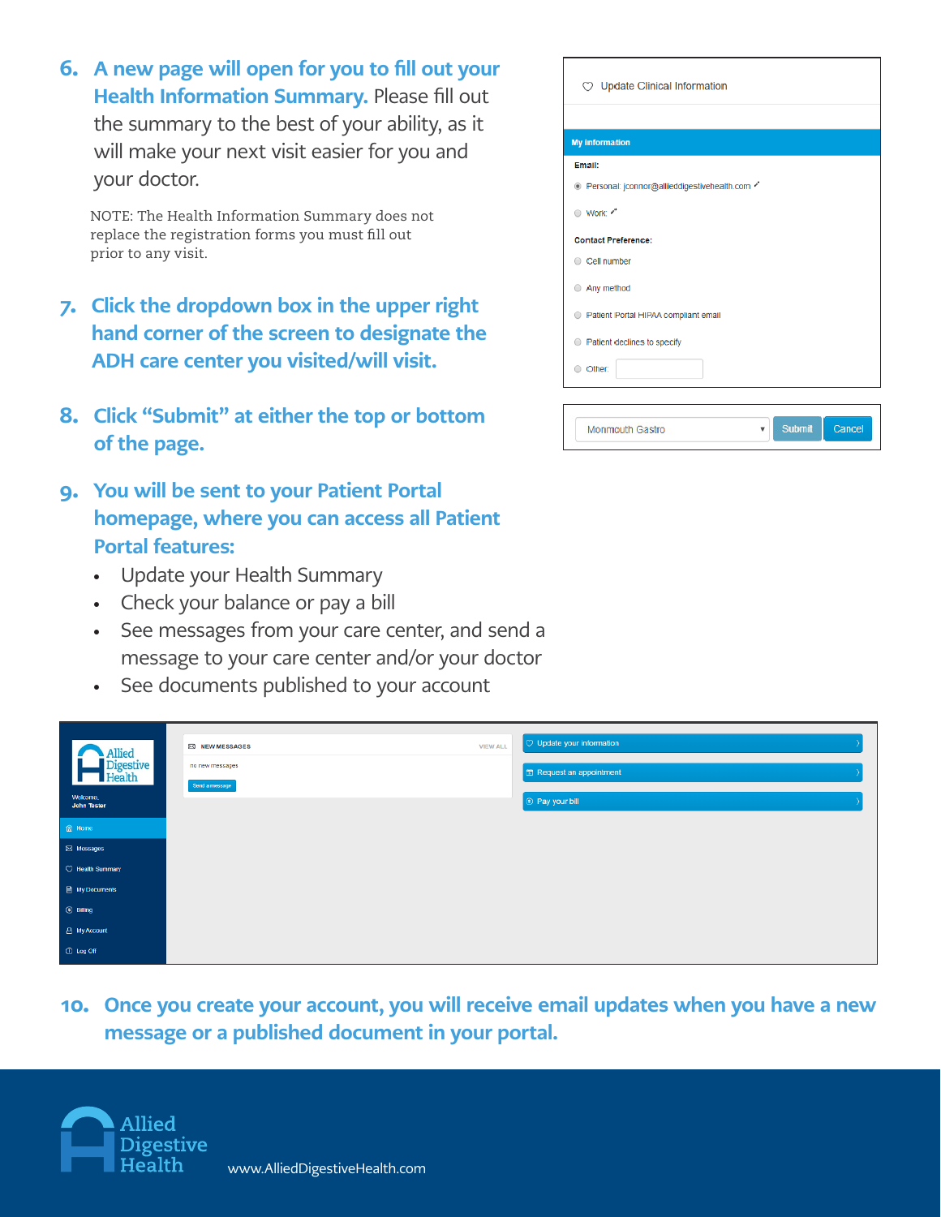6. **A new page will open for you to fill out your Health Information Summary.** Please fill out the summary to the best of your ability, as it will make your next visit easier for you and your doctor.

   NOTE: The Health Information Summary does not replace the registration forms you must fill out prior to any visit.

7. **Click the dropdown box in the upper right hand corner of the screen to designate the ADH care center you visited/will visit.**

8. **Click "Submit" at either the top or bottom of the page.**

9. **You will be sent to your Patient Portal homepage, where you can access all Patient Portal features:**
   - Update your Health Summary
   - Check your balance or pay a bill
   - See messages from your care center, and send a message to your care center and/or your doctor
   - See documents published to your account

10. **Once you create your account, you will receive email updates when you have a new message or a published document in your portal.**

Allied Digestive Health

www.AlliedDigestiveHealth.com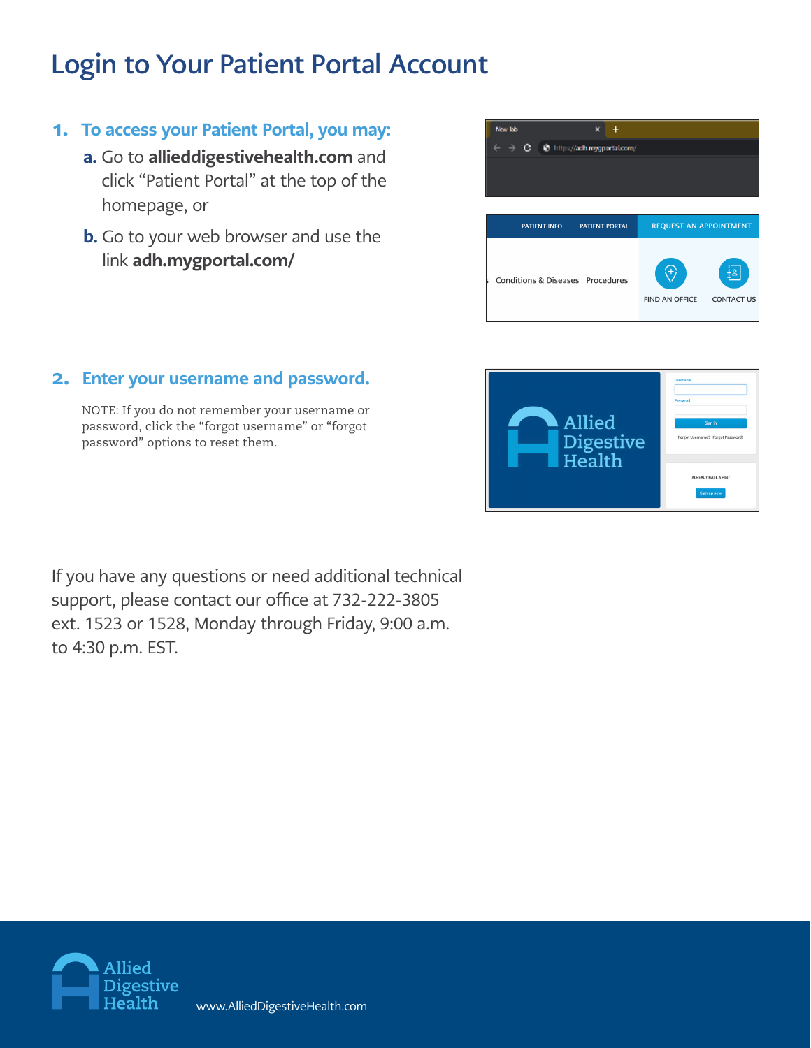# Login to Your Patient Portal Account

1. **To access your Patient Portal, you may:**

   a. Go to **allieddigestivehealth.com** and click "Patient Portal" at the top of the homepage, or

   b. Go to your web browser and use the link **adh.mygportal.com/**

2. **Enter your username and password.**

   NOTE: If you do not remember your username or password, click the "forgot username" or "forgot password" options to reset them.

If you have any questions or need additional technical support, please contact our office at 732-222-3805 ext. 1523 or 1528, Monday through Friday, 9:00 a.m. to 4:30 p.m. EST.

Allied Digestive Health

www.AlliedDigestiveHealth.com